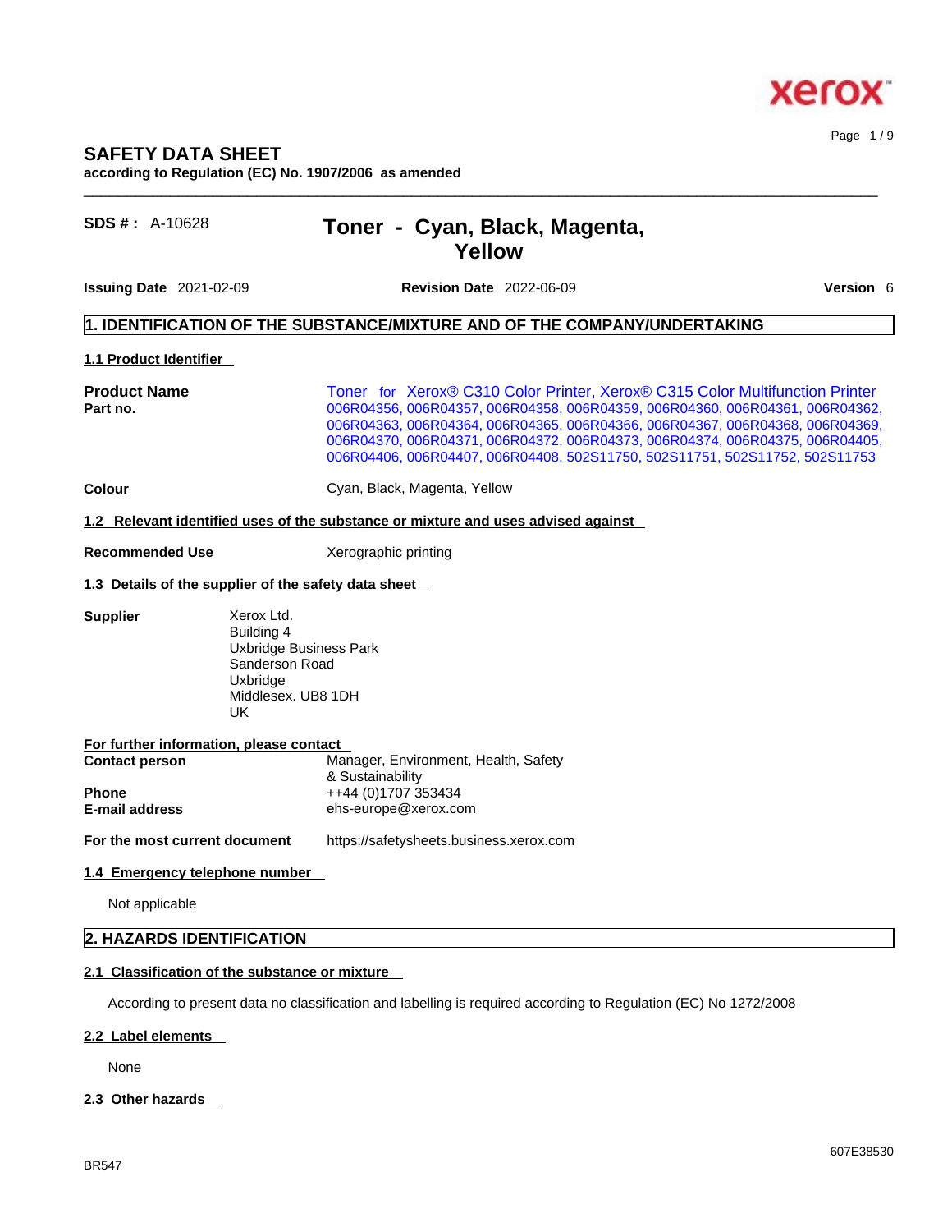# SAFETY DATA SHEET

**according to Regulation (EC) No. 1907/2006 as amended**

**SDS # :** A-10628

## Toner - Cyan, Black, Magenta, Yellow

**Issuing Date** 2021-02-09 **Revision Date** 2022-06-09 **Version** 6

## 1. IDENTIFICATION OF THE SUBSTANCE/MIXTURE AND OF THE COMPANY/UNDERTAKING

### 1.1 Product Identifier

**Product Name** Toner for Xerox® C310 Color Printer, Xerox® C315 Color Multifunction Printer

**Part no.** 006R04356, 006R04357, 006R04358, 006R04359, 006R04360, 006R04361, 006R04362, 006R04363, 006R04364, 006R04365, 006R04366, 006R04367, 006R04368, 006R04369, 006R04370, 006R04371, 006R04372, 006R04373, 006R04374, 006R04375, 006R04405, 006R04406, 006R04407, 006R04408, 502S11750, 502S11751, 502S11752, 502S11753

**Colour** Cyan, Black, Magenta, Yellow

### 1.2 Relevant identified uses of the substance or mixture and uses advised against

**Recommended Use** Xerographic printing

### 1.3 Details of the supplier of the safety data sheet

**Supplier**
Xerox Ltd.
Building 4
Uxbridge Business Park
Sanderson Road
Uxbridge
Middlesex. UB8 1DH
UK

**For further information, please contact**

**Contact person** Manager, Environment, Health, Safety & Sustainability

**Phone** ++44 (0)1707 353434

**E-mail address** ehs-europe@xerox.com

**For the most current document** https://safetysheets.business.xerox.com

### 1.4 Emergency telephone number

Not applicable

## 2. HAZARDS IDENTIFICATION

### 2.1 Classification of the substance or mixture

According to present data no classification and labelling is required according to Regulation (EC) No 1272/2008

### 2.2 Label elements

None

### 2.3 Other hazards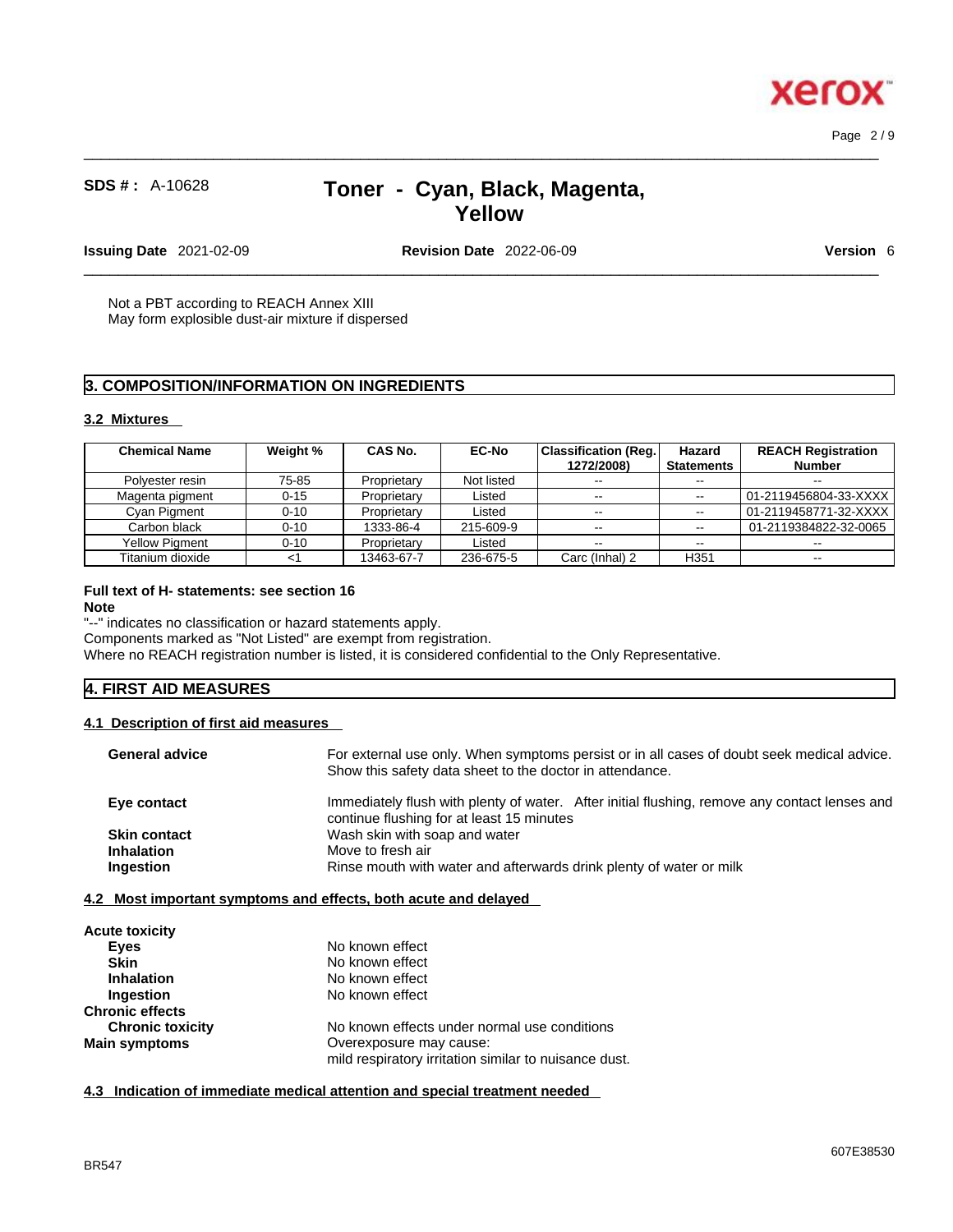Not a PBT according to REACH Annex XIII
May form explosible dust-air mixture if dispersed

## 3. COMPOSITION/INFORMATION ON INGREDIENTS

### 3.2 Mixtures

| Chemical Name | Weight % | CAS No. | EC-No | Classification (Reg. 1272/2008) | Hazard Statements | REACH Registration Number |
|---|---|---|---|---|---|---|
| Polyester resin | 75-85 | Proprietary | Not listed | -- | -- | -- |
| Magenta pigment | 0-15 | Proprietary | Listed | -- | -- | 01-2119456804-33-XXXX |
| Cyan Pigment | 0-10 | Proprietary | Listed | -- | -- | 01-2119458771-32-XXXX |
| Carbon black | 0-10 | 1333-86-4 | 215-609-9 | -- | -- | 01-2119384822-32-0065 |
| Yellow Pigment | 0-10 | Proprietary | Listed | -- | -- | -- |
| Titanium dioxide | <1 | 13463-67-7 | 236-675-5 | Carc (Inhal) 2 | H351 | -- |

**Full text of H- statements: see section 16**

**Note**

"--" indicates no classification or hazard statements apply.
Components marked as "Not Listed" are exempt from registration.
Where no REACH registration number is listed, it is considered confidential to the Only Representative.

## 4. FIRST AID MEASURES

### 4.1 Description of first aid measures

**General advice** For external use only. When symptoms persist or in all cases of doubt seek medical advice. Show this safety data sheet to the doctor in attendance.

**Eye contact** Immediately flush with plenty of water. After initial flushing, remove any contact lenses and continue flushing for at least 15 minutes

**Skin contact** Wash skin with soap and water

**Inhalation** Move to fresh air

**Ingestion** Rinse mouth with water and afterwards drink plenty of water or milk

### 4.2 Most important symptoms and effects, both acute and delayed

**Acute toxicity**

**Eyes** No known effect

**Skin** No known effect

**Inhalation** No known effect

**Ingestion** No known effect

**Chronic effects**

**Chronic toxicity** No known effects under normal use conditions

**Main symptoms** Overexposure may cause:
mild respiratory irritation similar to nuisance dust.

### 4.3 Indication of immediate medical attention and special treatment needed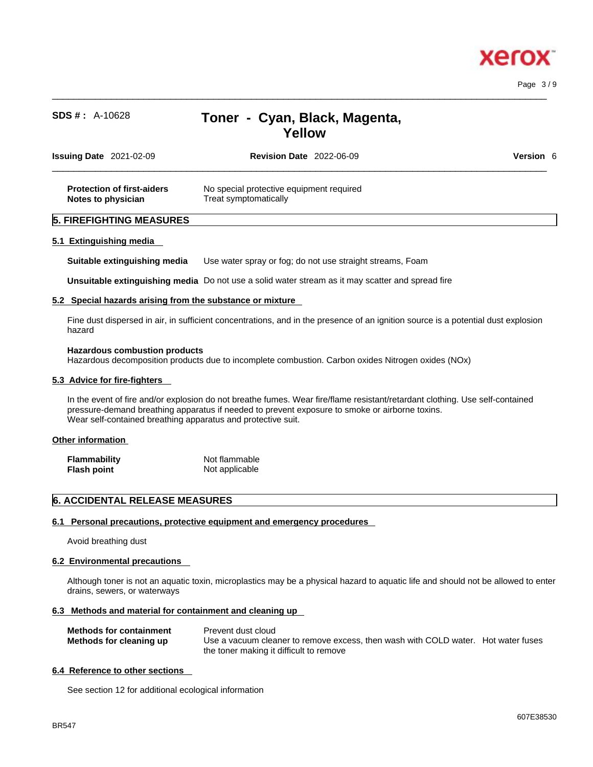| | |
|---|---|
| **Protection of first-aiders** | No special protective equipment required |
| **Notes to physician** | Treat symptomatically |

## 5. FIREFIGHTING MEASURES

### 5.1 Extinguishing media

| | |
|---|---|
| **Suitable extinguishing media** | Use water spray or fog; do not use straight streams, Foam |
| **Unsuitable extinguishing media** | Do not use a solid water stream as it may scatter and spread fire |

### 5.2 Special hazards arising from the substance or mixture

Fine dust dispersed in air, in sufficient concentrations, and in the presence of an ignition source is a potential dust explosion hazard

**Hazardous combustion products**
Hazardous decomposition products due to incomplete combustion. Carbon oxides Nitrogen oxides (NOx)

### 5.3 Advice for fire-fighters

In the event of fire and/or explosion do not breathe fumes. Wear fire/flame resistant/retardant clothing. Use self-contained pressure-demand breathing apparatus if needed to prevent exposure to smoke or airborne toxins.
Wear self-contained breathing apparatus and protective suit.

### Other information

| | |
|---|---|
| **Flammability** | Not flammable |
| **Flash point** | Not applicable |

## 6. ACCIDENTAL RELEASE MEASURES

### 6.1 Personal precautions, protective equipment and emergency procedures

Avoid breathing dust

### 6.2 Environmental precautions

Although toner is not an aquatic toxin, microplastics may be a physical hazard to aquatic life and should not be allowed to enter drains, sewers, or waterways

### 6.3 Methods and material for containment and cleaning up

| | |
|---|---|
| **Methods for containment** | Prevent dust cloud |
| **Methods for cleaning up** | Use a vacuum cleaner to remove excess, then wash with COLD water. Hot water fuses the toner making it difficult to remove |

### 6.4 Reference to other sections

See section 12 for additional ecological information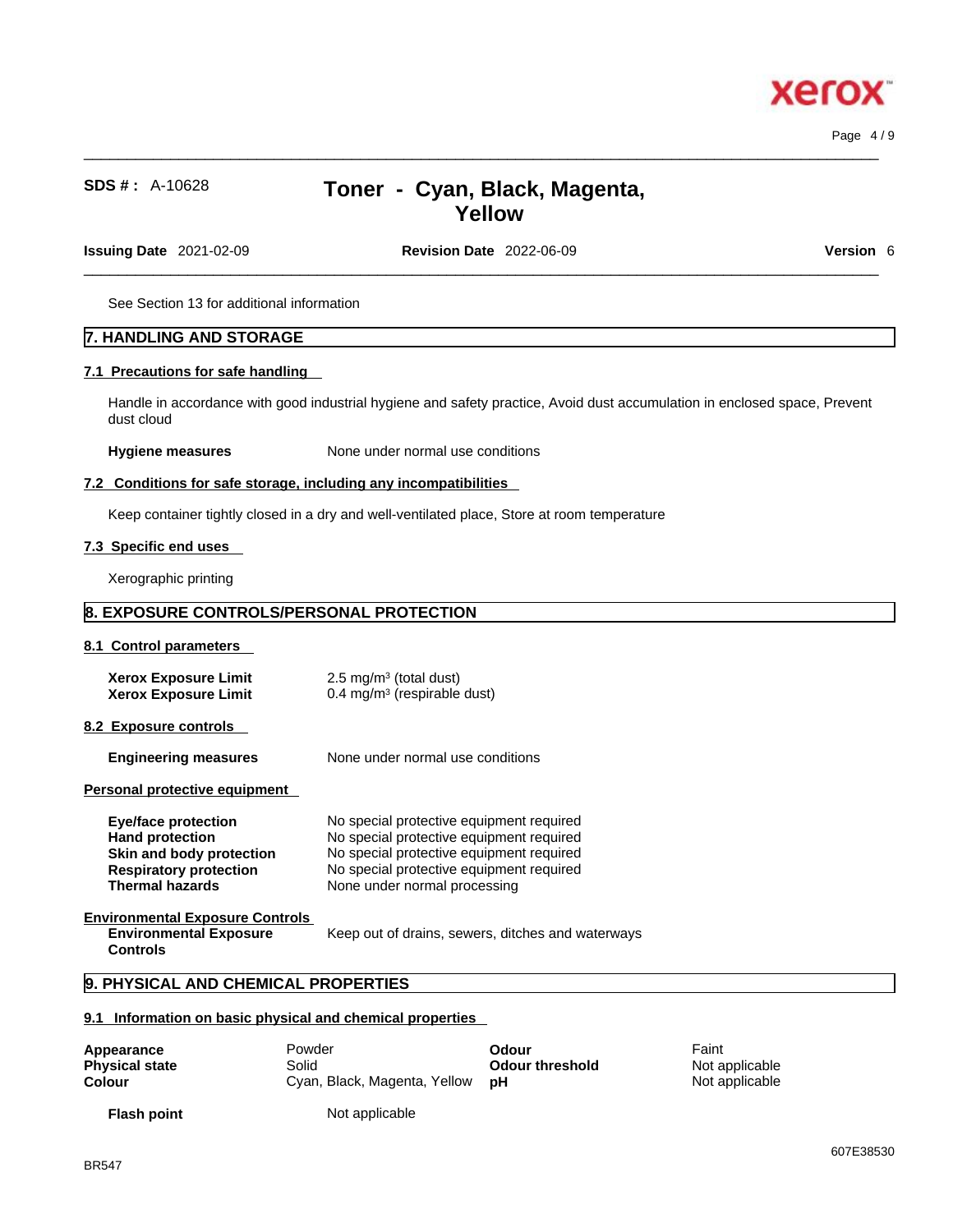See Section 13 for additional information

## 7. HANDLING AND STORAGE

### 7.1 Precautions for safe handling

Handle in accordance with good industrial hygiene and safety practice, Avoid dust accumulation in enclosed space, Prevent dust cloud

**Hygiene measures** None under normal use conditions

### 7.2 Conditions for safe storage, including any incompatibilities

Keep container tightly closed in a dry and well-ventilated place, Store at room temperature

### 7.3 Specific end uses

Xerographic printing

## 8. EXPOSURE CONTROLS/PERSONAL PROTECTION

### 8.1 Control parameters

| | |
|---|---|
| **Xerox Exposure Limit** | 2.5 mg/m³ (total dust) |
| **Xerox Exposure Limit** | 0.4 mg/m³ (respirable dust) |

### 8.2 Exposure controls

**Engineering measures** None under normal use conditions

**Personal protective equipment**

| | |
|---|---|
| **Eye/face protection** | No special protective equipment required |
| **Hand protection** | No special protective equipment required |
| **Skin and body protection** | No special protective equipment required |
| **Respiratory protection** | No special protective equipment required |
| **Thermal hazards** | None under normal processing |

**Environmental Exposure Controls**

**Environmental Exposure Controls** Keep out of drains, sewers, ditches and waterways

## 9. PHYSICAL AND CHEMICAL PROPERTIES

### 9.1 Information on basic physical and chemical properties

| | | | |
|---|---|---|---|
| **Appearance** | Powder | **Odour** | Faint |
| **Physical state** | Solid | **Odour threshold** | Not applicable |
| **Colour** | Cyan, Black, Magenta, Yellow | **pH** | Not applicable |

**Flash point** Not applicable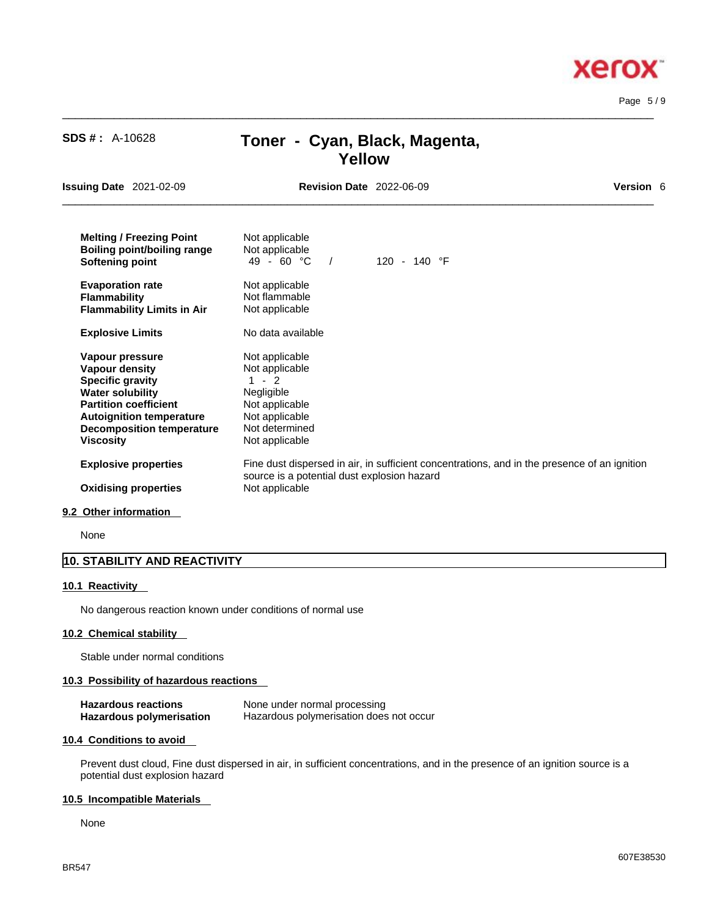| | |
|---|---|
| **Melting / Freezing Point** | Not applicable |
| **Boiling point/boiling range** | Not applicable |
| **Softening point** | 49 - 60 °C / 120 - 140 °F |
| **Evaporation rate** | Not applicable |
| **Flammability** | Not flammable |
| **Flammability Limits in Air** | Not applicable |
| **Explosive Limits** | No data available |
| **Vapour pressure** | Not applicable |
| **Vapour density** | Not applicable |
| **Specific gravity** | 1 - 2 |
| **Water solubility** | Negligible |
| **Partition coefficient** | Not applicable |
| **Autoignition temperature** | Not applicable |
| **Decomposition temperature** | Not determined |
| **Viscosity** | Not applicable |
| **Explosive properties** | Fine dust dispersed in air, in sufficient concentrations, and in the presence of an ignition source is a potential dust explosion hazard |
| **Oxidising properties** | Not applicable |

### 9.2 Other information

None

## 10. STABILITY AND REACTIVITY

### 10.1 Reactivity

No dangerous reaction known under conditions of normal use

### 10.2 Chemical stability

Stable under normal conditions

### 10.3 Possibility of hazardous reactions

| | |
|---|---|
| **Hazardous reactions** | None under normal processing |
| **Hazardous polymerisation** | Hazardous polymerisation does not occur |

### 10.4 Conditions to avoid

Prevent dust cloud, Fine dust dispersed in air, in sufficient concentrations, and in the presence of an ignition source is a potential dust explosion hazard

### 10.5 Incompatible Materials

None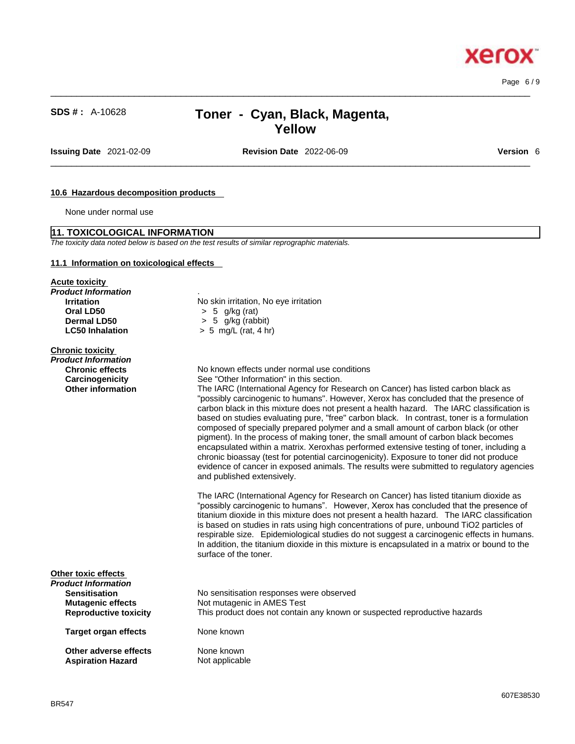### 10.6 Hazardous decomposition products

None under normal use

## 11. TOXICOLOGICAL INFORMATION

*The toxicity data noted below is based on the test results of similar reprographic materials.*

### 11.1 Information on toxicological effects

**Acute toxicity**

***Product Information***

| | |
|---|---|
| **Irritation** | No skin irritation, No eye irritation |
| **Oral LD50** | > 5 g/kg (rat) |
| **Dermal LD50** | > 5 g/kg (rabbit) |
| **LC50 Inhalation** | > 5 mg/L (rat, 4 hr) |

**Chronic toxicity**

***Product Information***

**Chronic effects**
No known effects under normal use conditions

**Carcinogenicity**
See "Other Information" in this section.

**Other information**
The IARC (International Agency for Research on Cancer) has listed carbon black as "possibly carcinogenic to humans". However, Xerox has concluded that the presence of carbon black in this mixture does not present a health hazard. The IARC classification is based on studies evaluating pure, "free" carbon black. In contrast, toner is a formulation composed of specially prepared polymer and a small amount of carbon black (or other pigment). In the process of making toner, the small amount of carbon black becomes encapsulated within a matrix. Xeroxhas performed extensive testing of toner, including a chronic bioassay (test for potential carcinogenicity). Exposure to toner did not produce evidence of cancer in exposed animals. The results were submitted to regulatory agencies and published extensively.

The IARC (International Agency for Research on Cancer) has listed titanium dioxide as "possibly carcinogenic to humans". However, Xerox has concluded that the presence of titanium dioxide in this mixture does not present a health hazard. The IARC classification is based on studies in rats using high concentrations of pure, unbound $TiO_2$ particles of respirable size. Epidemiological studies do not suggest a carcinogenic effects in humans. In addition, the titanium dioxide in this mixture is encapsulated in a matrix or bound to the surface of the toner.

**Other toxic effects**

***Product Information***

| | |
|---|---|
| **Sensitisation** | No sensitisation responses were observed |
| **Mutagenic effects** | Not mutagenic in AMES Test |
| **Reproductive toxicity** | This product does not contain any known or suspected reproductive hazards |
| **Target organ effects** | None known |
| **Other adverse effects** | None known |
| **Aspiration Hazard** | Not applicable |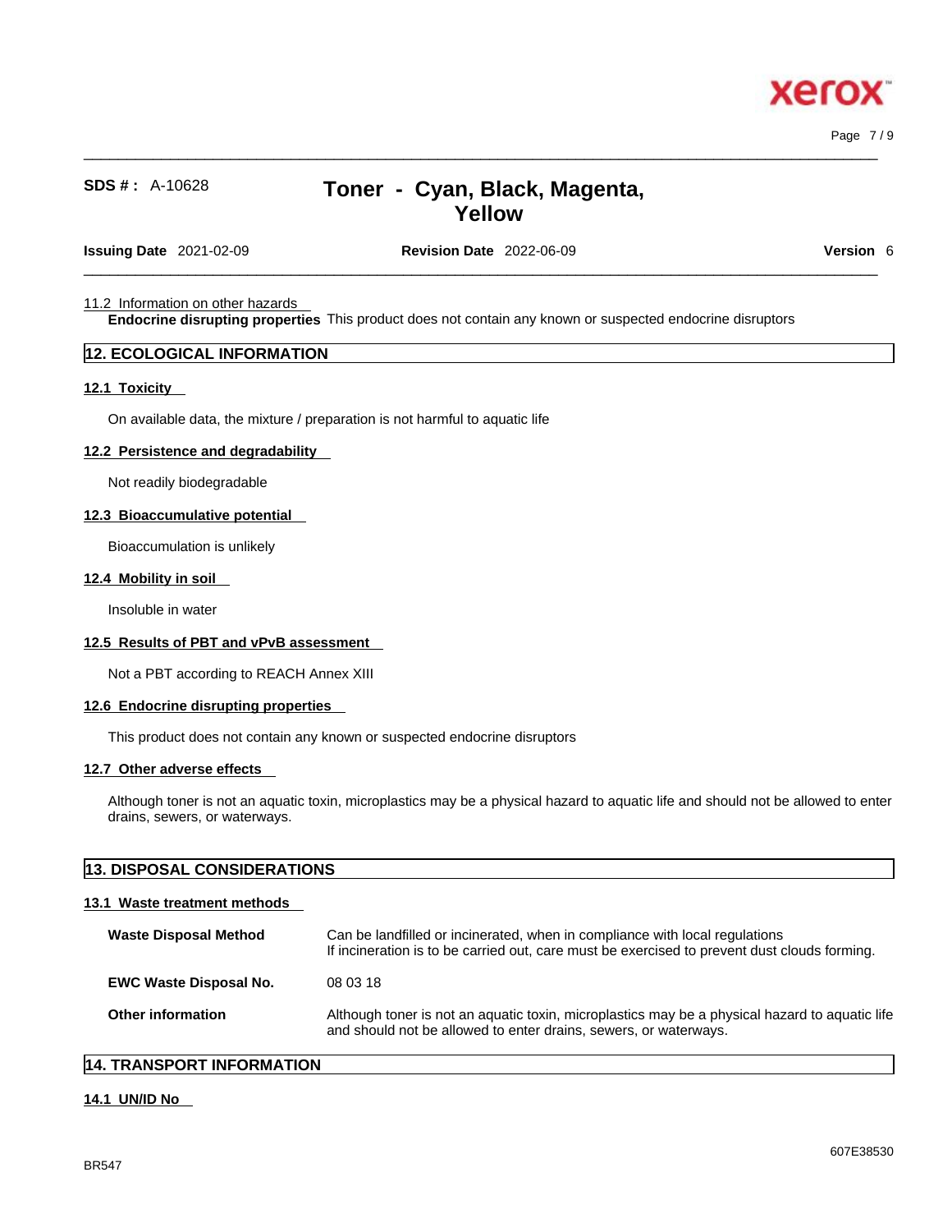11.2 Information on other hazards

**Endocrine disrupting properties** This product does not contain any known or suspected endocrine disruptors

## 12. ECOLOGICAL INFORMATION

### 12.1 Toxicity

On available data, the mixture / preparation is not harmful to aquatic life

### 12.2 Persistence and degradability

Not readily biodegradable

### 12.3 Bioaccumulative potential

Bioaccumulation is unlikely

### 12.4 Mobility in soil

Insoluble in water

### 12.5 Results of PBT and vPvB assessment

Not a PBT according to REACH Annex XIII

### 12.6 Endocrine disrupting properties

This product does not contain any known or suspected endocrine disruptors

### 12.7 Other adverse effects

Although toner is not an aquatic toxin, microplastics may be a physical hazard to aquatic life and should not be allowed to enter drains, sewers, or waterways.

## 13. DISPOSAL CONSIDERATIONS

### 13.1 Waste treatment methods

**Waste Disposal Method** Can be landfilled or incinerated, when in compliance with local regulations
If incineration is to be carried out, care must be exercised to prevent dust clouds forming.

**EWC Waste Disposal No.** 08 03 18

**Other information** Although toner is not an aquatic toxin, microplastics may be a physical hazard to aquatic life and should not be allowed to enter drains, sewers, or waterways.

## 14. TRANSPORT INFORMATION

### 14.1 UN/ID No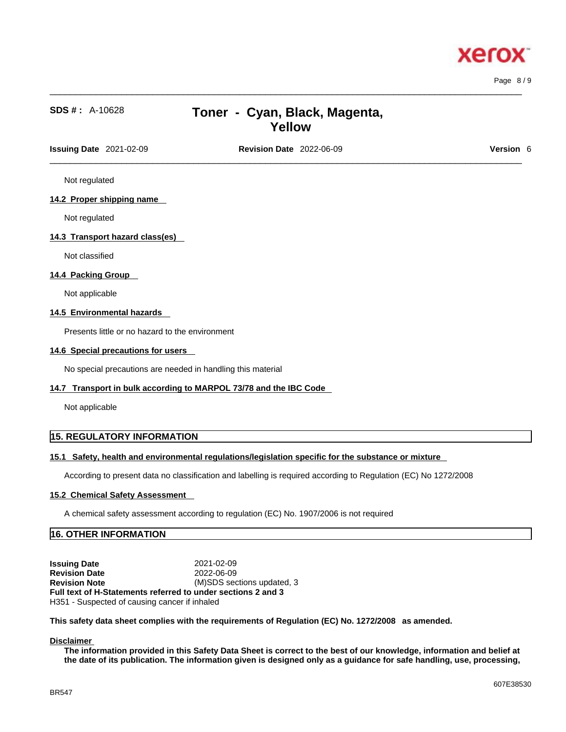Not regulated

**14.2 Proper shipping name**

Not regulated

**14.3 Transport hazard class(es)**

Not classified

**14.4 Packing Group**

Not applicable

**14.5 Environmental hazards**

Presents little or no hazard to the environment

**14.6 Special precautions for users**

No special precautions are needed in handling this material

**14.7 Transport in bulk according to MARPOL 73/78 and the IBC Code**

Not applicable

## 15. REGULATORY INFORMATION

**15.1 Safety, health and environmental regulations/legislation specific for the substance or mixture**

According to present data no classification and labelling is required according to Regulation (EC) No 1272/2008

**15.2 Chemical Safety Assessment**

A chemical safety assessment according to regulation (EC) No. 1907/2006 is not required

## 16. OTHER INFORMATION

**Issuing Date** 2021-02-09
**Revision Date** 2022-06-09
**Revision Note** (M)SDS sections updated, 3
**Full text of H-Statements referred to under sections 2 and 3**
H351 - Suspected of causing cancer if inhaled

**This safety data sheet complies with the requirements of Regulation (EC) No. 1272/2008 as amended.**

**Disclaimer**

**The information provided in this Safety Data Sheet is correct to the best of our knowledge, information and belief at the date of its publication. The information given is designed only as a guidance for safe handling, use, processing,**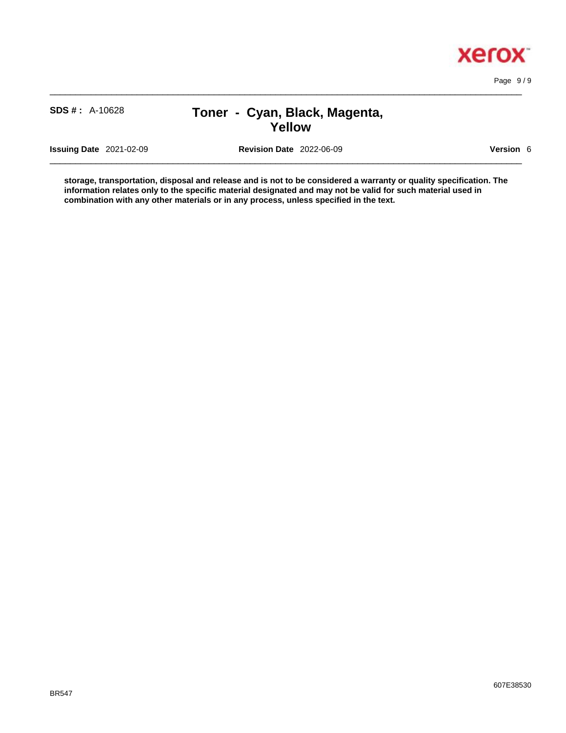**storage, transportation, disposal and release and is not to be considered a warranty or quality specification. The information relates only to the specific material designated and may not be valid for such material used in combination with any other materials or in any process, unless specified in the text.**